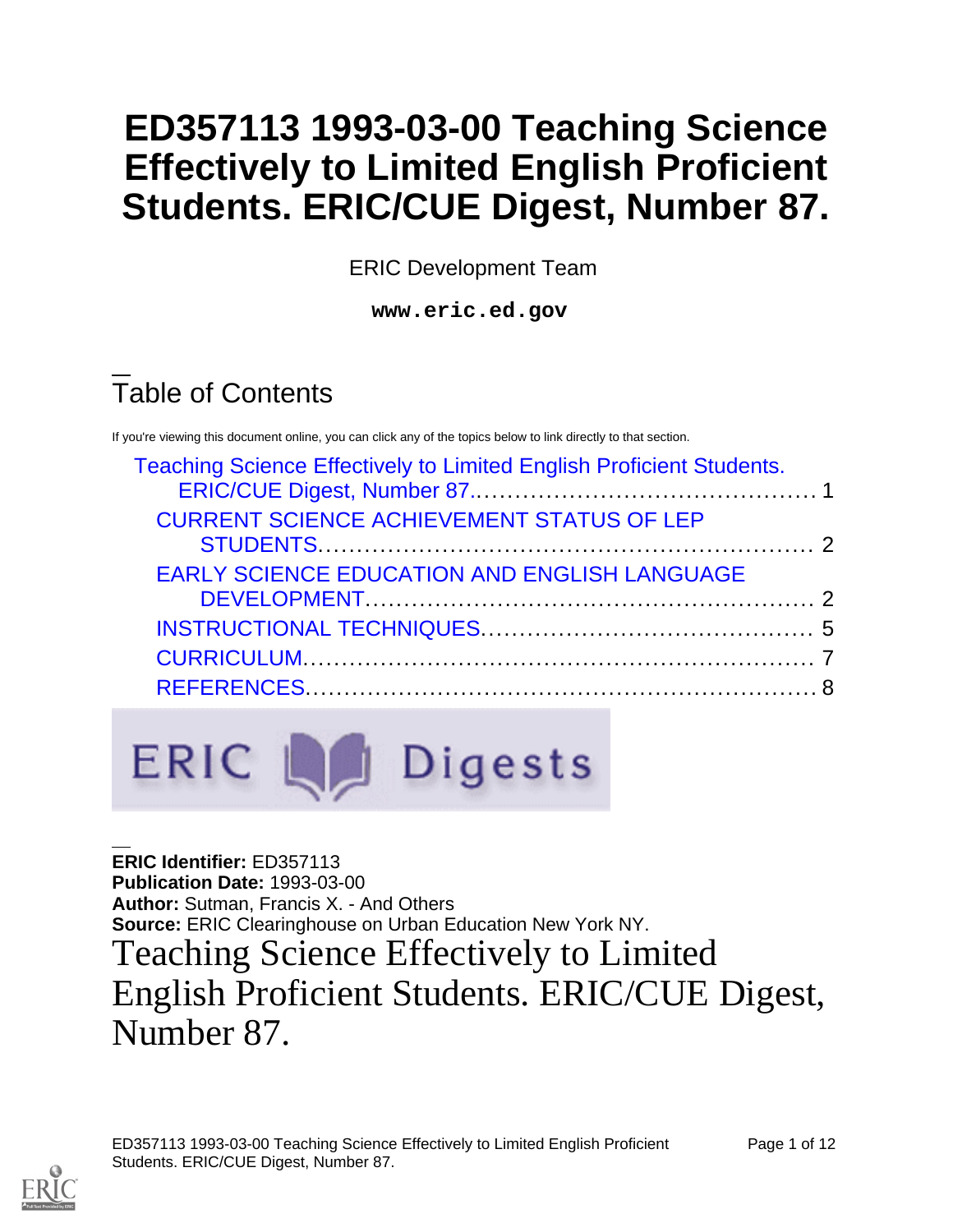# ED357113 1993-03-00 Teaching Science Effectively to Limited English Proficient Students. ERIC/CUE Digest, Number 87.

ERIC Development Team

**www.eric.ed.gov**

## Table of Contents

If you're viewing this document online, you can click any of the topics below to link directly to that section.

- Teaching Science Effectively to Limited English Proficient Students. ERIC/CUE Digest, Number 87. .......... 1
  - CURRENT SCIENCE ACHIEVEMENT STATUS OF LEP STUDENTS .......... 2
  - EARLY SCIENCE EDUCATION AND ENGLISH LANGUAGE DEVELOPMENT .......... 2
  - INSTRUCTIONAL TECHNIQUES .......... 5
  - CURRICULUM .......... 7
  - REFERENCES .......... 8

ERIC Digests

**ERIC Identifier:** ED357113
**Publication Date:** 1993-03-00
**Author:** Sutman, Francis X. - And Others
**Source:** ERIC Clearinghouse on Urban Education New York NY.

# Teaching Science Effectively to Limited English Proficient Students. ERIC/CUE Digest, Number 87.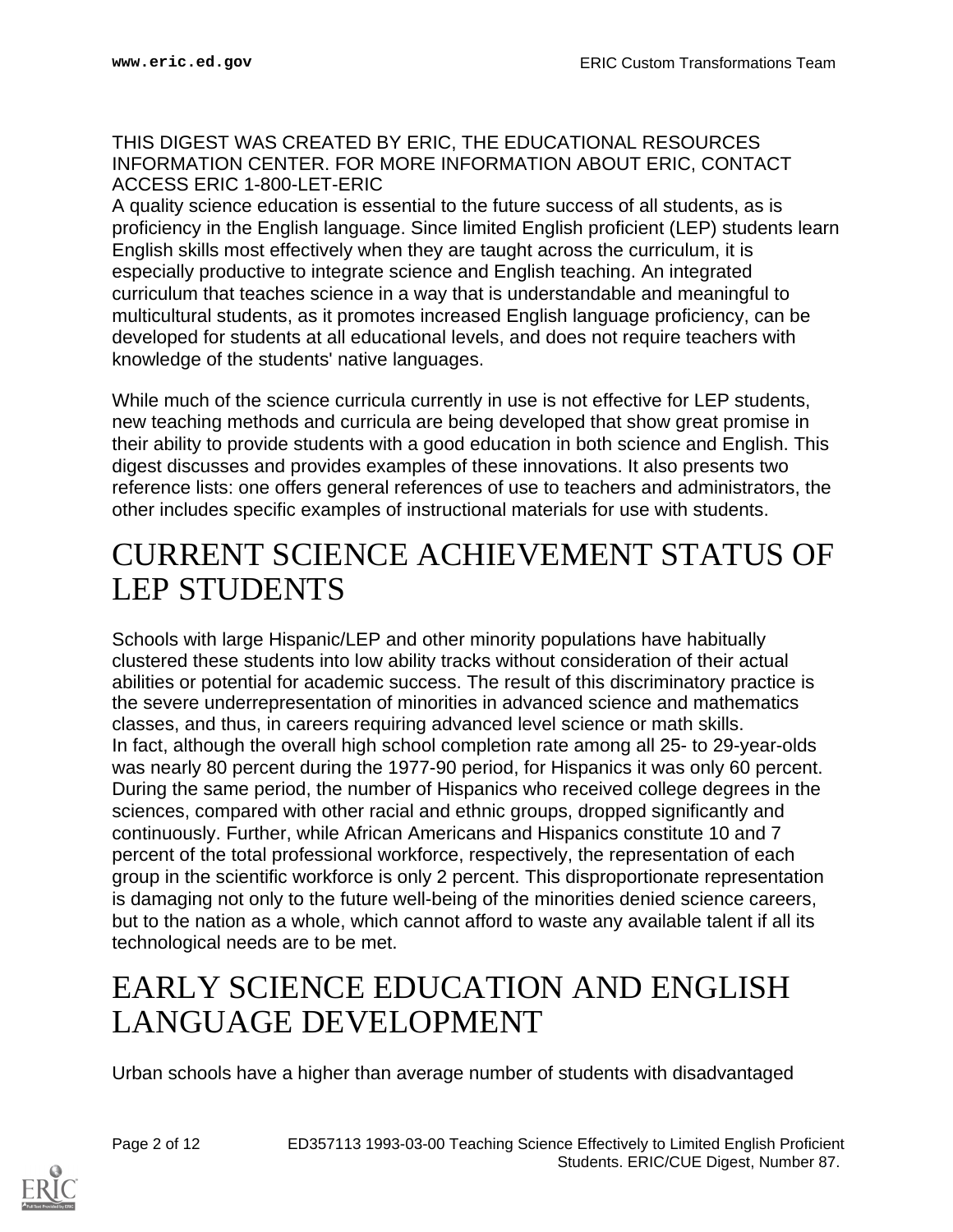THIS DIGEST WAS CREATED BY ERIC, THE EDUCATIONAL RESOURCES INFORMATION CENTER. FOR MORE INFORMATION ABOUT ERIC, CONTACT ACCESS ERIC 1-800-LET-ERIC

A quality science education is essential to the future success of all students, as is proficiency in the English language. Since limited English proficient (LEP) students learn English skills most effectively when they are taught across the curriculum, it is especially productive to integrate science and English teaching. An integrated curriculum that teaches science in a way that is understandable and meaningful to multicultural students, as it promotes increased English language proficiency, can be developed for students at all educational levels, and does not require teachers with knowledge of the students' native languages.

While much of the science curricula currently in use is not effective for LEP students, new teaching methods and curricula are being developed that show great promise in their ability to provide students with a good education in both science and English. This digest discusses and provides examples of these innovations. It also presents two reference lists: one offers general references of use to teachers and administrators, the other includes specific examples of instructional materials for use with students.

# CURRENT SCIENCE ACHIEVEMENT STATUS OF LEP STUDENTS

Schools with large Hispanic/LEP and other minority populations have habitually clustered these students into low ability tracks without consideration of their actual abilities or potential for academic success. The result of this discriminatory practice is the severe underrepresentation of minorities in advanced science and mathematics classes, and thus, in careers requiring advanced level science or math skills.

In fact, although the overall high school completion rate among all 25- to 29-year-olds was nearly 80 percent during the 1977-90 period, for Hispanics it was only 60 percent. During the same period, the number of Hispanics who received college degrees in the sciences, compared with other racial and ethnic groups, dropped significantly and continuously. Further, while African Americans and Hispanics constitute 10 and 7 percent of the total professional workforce, respectively, the representation of each group in the scientific workforce is only 2 percent. This disproportionate representation is damaging not only to the future well-being of the minorities denied science careers, but to the nation as a whole, which cannot afford to waste any available talent if all its technological needs are to be met.

# EARLY SCIENCE EDUCATION AND ENGLISH LANGUAGE DEVELOPMENT

Urban schools have a higher than average number of students with disadvantaged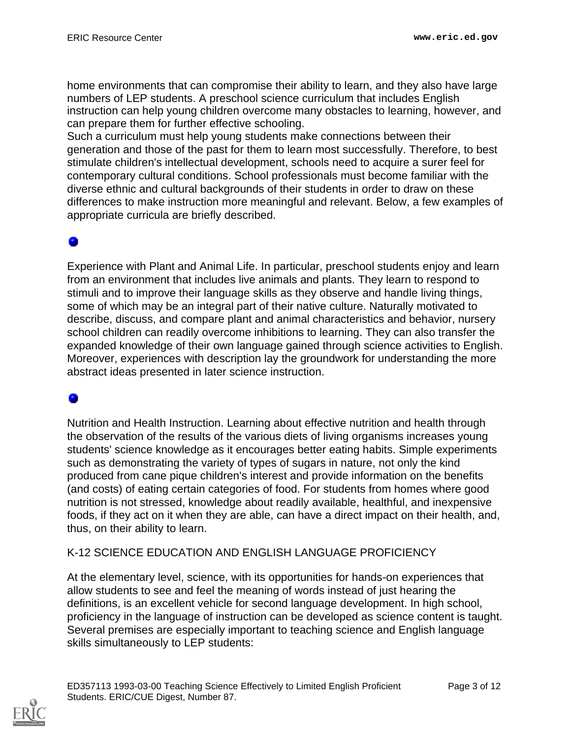home environments that can compromise their ability to learn, and they also have large numbers of LEP students. A preschool science curriculum that includes English instruction can help young children overcome many obstacles to learning, however, and can prepare them for further effective schooling.
Such a curriculum must help young students make connections between their generation and those of the past for them to learn most successfully. Therefore, to best stimulate children's intellectual development, schools need to acquire a surer feel for contemporary cultural conditions. School professionals must become familiar with the diverse ethnic and cultural backgrounds of their students in order to draw on these differences to make instruction more meaningful and relevant. Below, a few examples of appropriate curricula are briefly described.

- Experience with Plant and Animal Life. In particular, preschool students enjoy and learn from an environment that includes live animals and plants. They learn to respond to stimuli and to improve their language skills as they observe and handle living things, some of which may be an integral part of their native culture. Naturally motivated to describe, discuss, and compare plant and animal characteristics and behavior, nursery school children can readily overcome inhibitions to learning. They can also transfer the expanded knowledge of their own language gained through science activities to English. Moreover, experiences with description lay the groundwork for understanding the more abstract ideas presented in later science instruction.

- Nutrition and Health Instruction. Learning about effective nutrition and health through the observation of the results of the various diets of living organisms increases young students' science knowledge as it encourages better eating habits. Simple experiments such as demonstrating the variety of types of sugars in nature, not only the kind produced from cane pique children's interest and provide information on the benefits (and costs) of eating certain categories of food. For students from homes where good nutrition is not stressed, knowledge about readily available, healthful, and inexpensive foods, if they act on it when they are able, can have a direct impact on their health, and, thus, on their ability to learn.

## K-12 SCIENCE EDUCATION AND ENGLISH LANGUAGE PROFICIENCY

At the elementary level, science, with its opportunities for hands-on experiences that allow students to see and feel the meaning of words instead of just hearing the definitions, is an excellent vehicle for second language development. In high school, proficiency in the language of instruction can be developed as science content is taught. Several premises are especially important to teaching science and English language skills simultaneously to LEP students: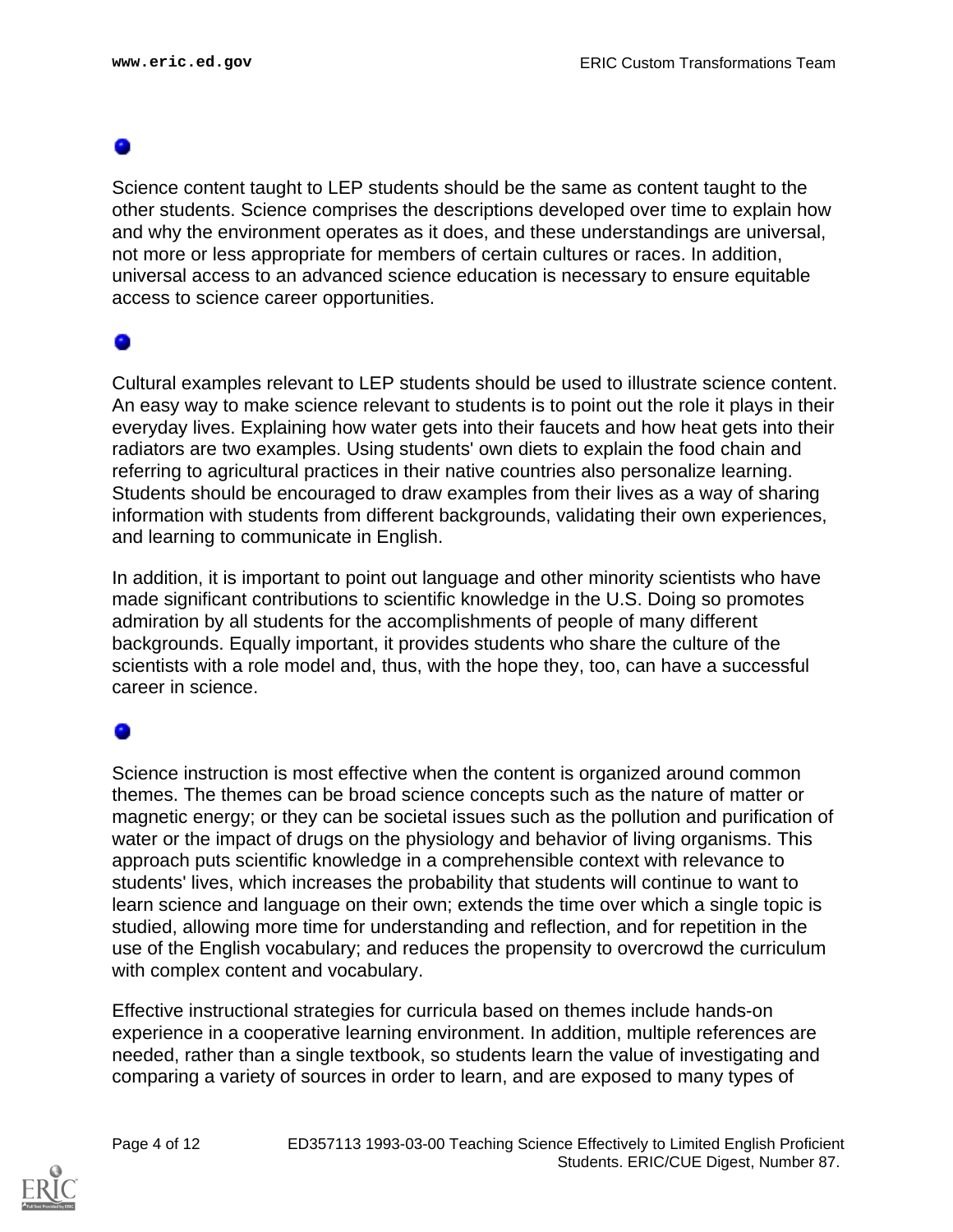- Science content taught to LEP students should be the same as content taught to the other students. Science comprises the descriptions developed over time to explain how and why the environment operates as it does, and these understandings are universal, not more or less appropriate for members of certain cultures or races. In addition, universal access to an advanced science education is necessary to ensure equitable access to science career opportunities.

- Cultural examples relevant to LEP students should be used to illustrate science content. An easy way to make science relevant to students is to point out the role it plays in their everyday lives. Explaining how water gets into their faucets and how heat gets into their radiators are two examples. Using students' own diets to explain the food chain and referring to agricultural practices in their native countries also personalize learning. Students should be encouraged to draw examples from their lives as a way of sharing information with students from different backgrounds, validating their own experiences, and learning to communicate in English.

  In addition, it is important to point out language and other minority scientists who have made significant contributions to scientific knowledge in the U.S. Doing so promotes admiration by all students for the accomplishments of people of many different backgrounds. Equally important, it provides students who share the culture of the scientists with a role model and, thus, with the hope they, too, can have a successful career in science.

- Science instruction is most effective when the content is organized around common themes. The themes can be broad science concepts such as the nature of matter or magnetic energy; or they can be societal issues such as the pollution and purification of water or the impact of drugs on the physiology and behavior of living organisms. This approach puts scientific knowledge in a comprehensible context with relevance to students' lives, which increases the probability that students will continue to want to learn science and language on their own; extends the time over which a single topic is studied, allowing more time for understanding and reflection, and for repetition in the use of the English vocabulary; and reduces the propensity to overcrowd the curriculum with complex content and vocabulary.

  Effective instructional strategies for curricula based on themes include hands-on experience in a cooperative learning environment. In addition, multiple references are needed, rather than a single textbook, so students learn the value of investigating and comparing a variety of sources in order to learn, and are exposed to many types of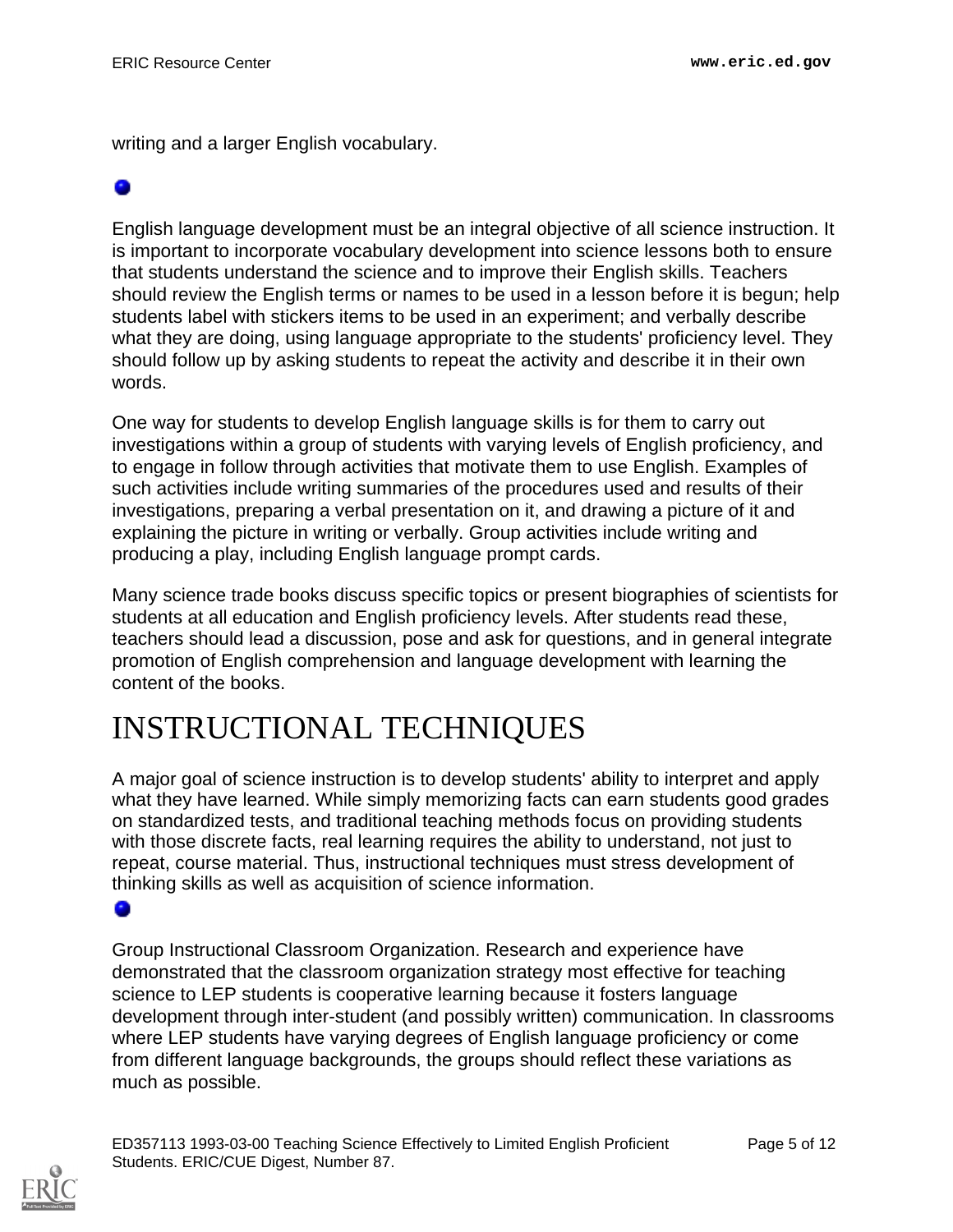writing and a larger English vocabulary.

English language development must be an integral objective of all science instruction. It is important to incorporate vocabulary development into science lessons both to ensure that students understand the science and to improve their English skills. Teachers should review the English terms or names to be used in a lesson before it is begun; help students label with stickers items to be used in an experiment; and verbally describe what they are doing, using language appropriate to the students' proficiency level. They should follow up by asking students to repeat the activity and describe it in their own words.

One way for students to develop English language skills is for them to carry out investigations within a group of students with varying levels of English proficiency, and to engage in follow through activities that motivate them to use English. Examples of such activities include writing summaries of the procedures used and results of their investigations, preparing a verbal presentation on it, and drawing a picture of it and explaining the picture in writing or verbally. Group activities include writing and producing a play, including English language prompt cards.

Many science trade books discuss specific topics or present biographies of scientists for students at all education and English proficiency levels. After students read these, teachers should lead a discussion, pose and ask for questions, and in general integrate promotion of English comprehension and language development with learning the content of the books.

# INSTRUCTIONAL TECHNIQUES

A major goal of science instruction is to develop students' ability to interpret and apply what they have learned. While simply memorizing facts can earn students good grades on standardized tests, and traditional teaching methods focus on providing students with those discrete facts, real learning requires the ability to understand, not just to repeat, course material. Thus, instructional techniques must stress development of thinking skills as well as acquisition of science information.

Group Instructional Classroom Organization. Research and experience have demonstrated that the classroom organization strategy most effective for teaching science to LEP students is cooperative learning because it fosters language development through inter-student (and possibly written) communication. In classrooms where LEP students have varying degrees of English language proficiency or come from different language backgrounds, the groups should reflect these variations as much as possible.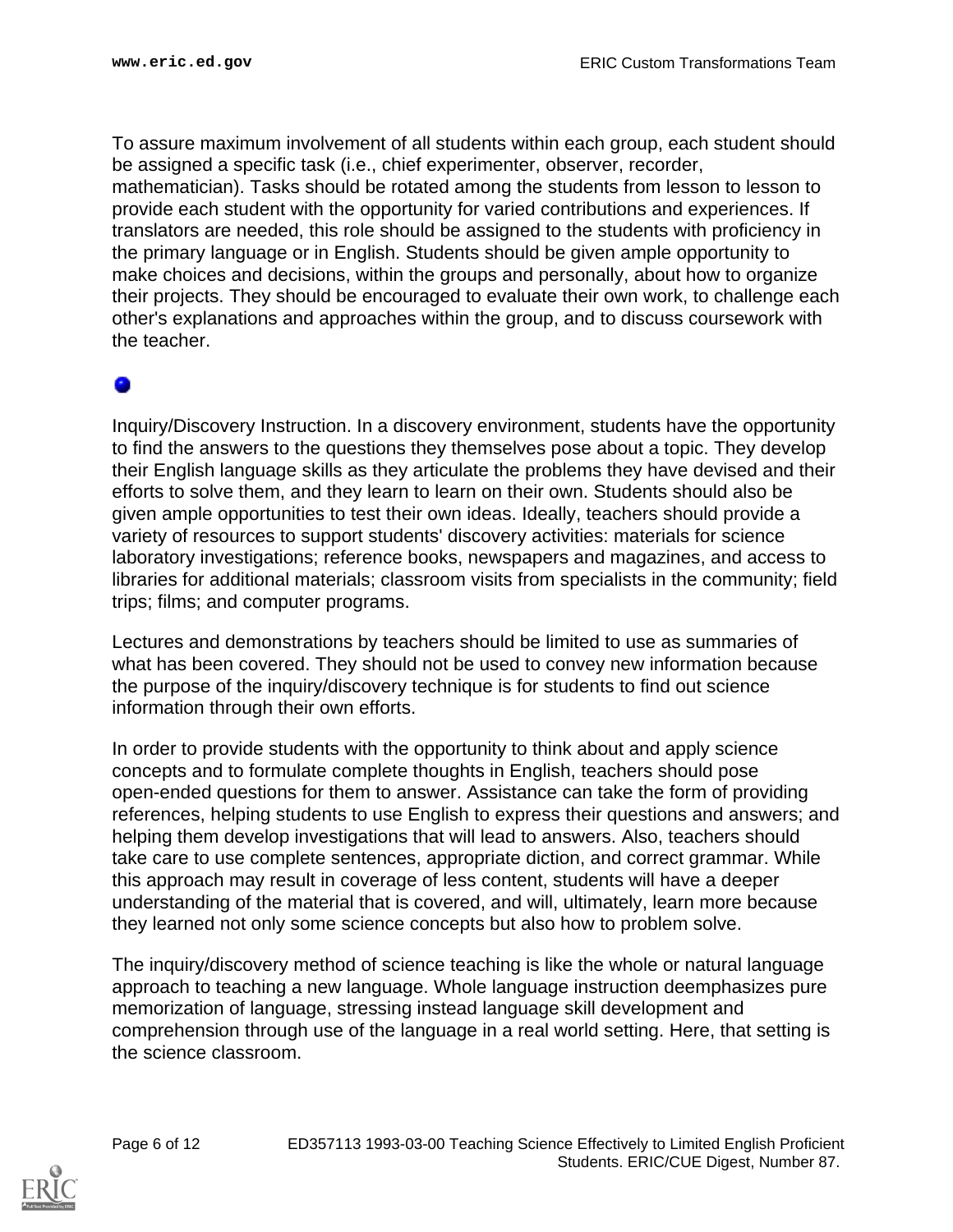To assure maximum involvement of all students within each group, each student should be assigned a specific task (i.e., chief experimenter, observer, recorder, mathematician). Tasks should be rotated among the students from lesson to lesson to provide each student with the opportunity for varied contributions and experiences. If translators are needed, this role should be assigned to the students with proficiency in the primary language or in English. Students should be given ample opportunity to make choices and decisions, within the groups and personally, about how to organize their projects. They should be encouraged to evaluate their own work, to challenge each other's explanations and approaches within the group, and to discuss coursework with the teacher.

- Inquiry/Discovery Instruction. In a discovery environment, students have the opportunity to find the answers to the questions they themselves pose about a topic. They develop their English language skills as they articulate the problems they have devised and their efforts to solve them, and they learn to learn on their own. Students should also be given ample opportunities to test their own ideas. Ideally, teachers should provide a variety of resources to support students' discovery activities: materials for science laboratory investigations; reference books, newspapers and magazines, and access to libraries for additional materials; classroom visits from specialists in the community; field trips; films; and computer programs.

Lectures and demonstrations by teachers should be limited to use as summaries of what has been covered. They should not be used to convey new information because the purpose of the inquiry/discovery technique is for students to find out science information through their own efforts.

In order to provide students with the opportunity to think about and apply science concepts and to formulate complete thoughts in English, teachers should pose open-ended questions for them to answer. Assistance can take the form of providing references, helping students to use English to express their questions and answers; and helping them develop investigations that will lead to answers. Also, teachers should take care to use complete sentences, appropriate diction, and correct grammar. While this approach may result in coverage of less content, students will have a deeper understanding of the material that is covered, and will, ultimately, learn more because they learned not only some science concepts but also how to problem solve.

The inquiry/discovery method of science teaching is like the whole or natural language approach to teaching a new language. Whole language instruction deemphasizes pure memorization of language, stressing instead language skill development and comprehension through use of the language in a real world setting. Here, that setting is the science classroom.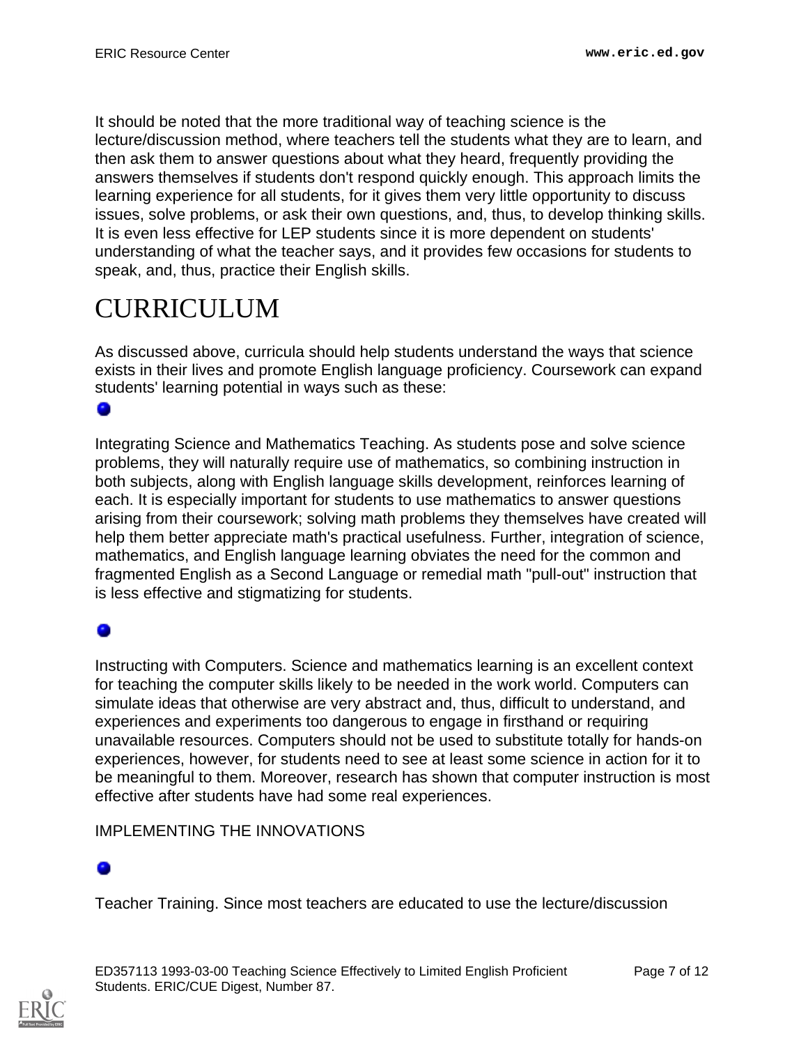It should be noted that the more traditional way of teaching science is the lecture/discussion method, where teachers tell the students what they are to learn, and then ask them to answer questions about what they heard, frequently providing the answers themselves if students don't respond quickly enough. This approach limits the learning experience for all students, for it gives them very little opportunity to discuss issues, solve problems, or ask their own questions, and, thus, to develop thinking skills. It is even less effective for LEP students since it is more dependent on students' understanding of what the teacher says, and it provides few occasions for students to speak, and, thus, practice their English skills.

# CURRICULUM

As discussed above, curricula should help students understand the ways that science exists in their lives and promote English language proficiency. Coursework can expand students' learning potential in ways such as these:

- Integrating Science and Mathematics Teaching. As students pose and solve science problems, they will naturally require use of mathematics, so combining instruction in both subjects, along with English language skills development, reinforces learning of each. It is especially important for students to use mathematics to answer questions arising from their coursework; solving math problems they themselves have created will help them better appreciate math's practical usefulness. Further, integration of science, mathematics, and English language learning obviates the need for the common and fragmented English as a Second Language or remedial math "pull-out" instruction that is less effective and stigmatizing for students.

- Instructing with Computers. Science and mathematics learning is an excellent context for teaching the computer skills likely to be needed in the work world. Computers can simulate ideas that otherwise are very abstract and, thus, difficult to understand, and experiences and experiments too dangerous to engage in firsthand or requiring unavailable resources. Computers should not be used to substitute totally for hands-on experiences, however, for students need to see at least some science in action for it to be meaningful to them. Moreover, research has shown that computer instruction is most effective after students have had some real experiences.

IMPLEMENTING THE INNOVATIONS

- Teacher Training. Since most teachers are educated to use the lecture/discussion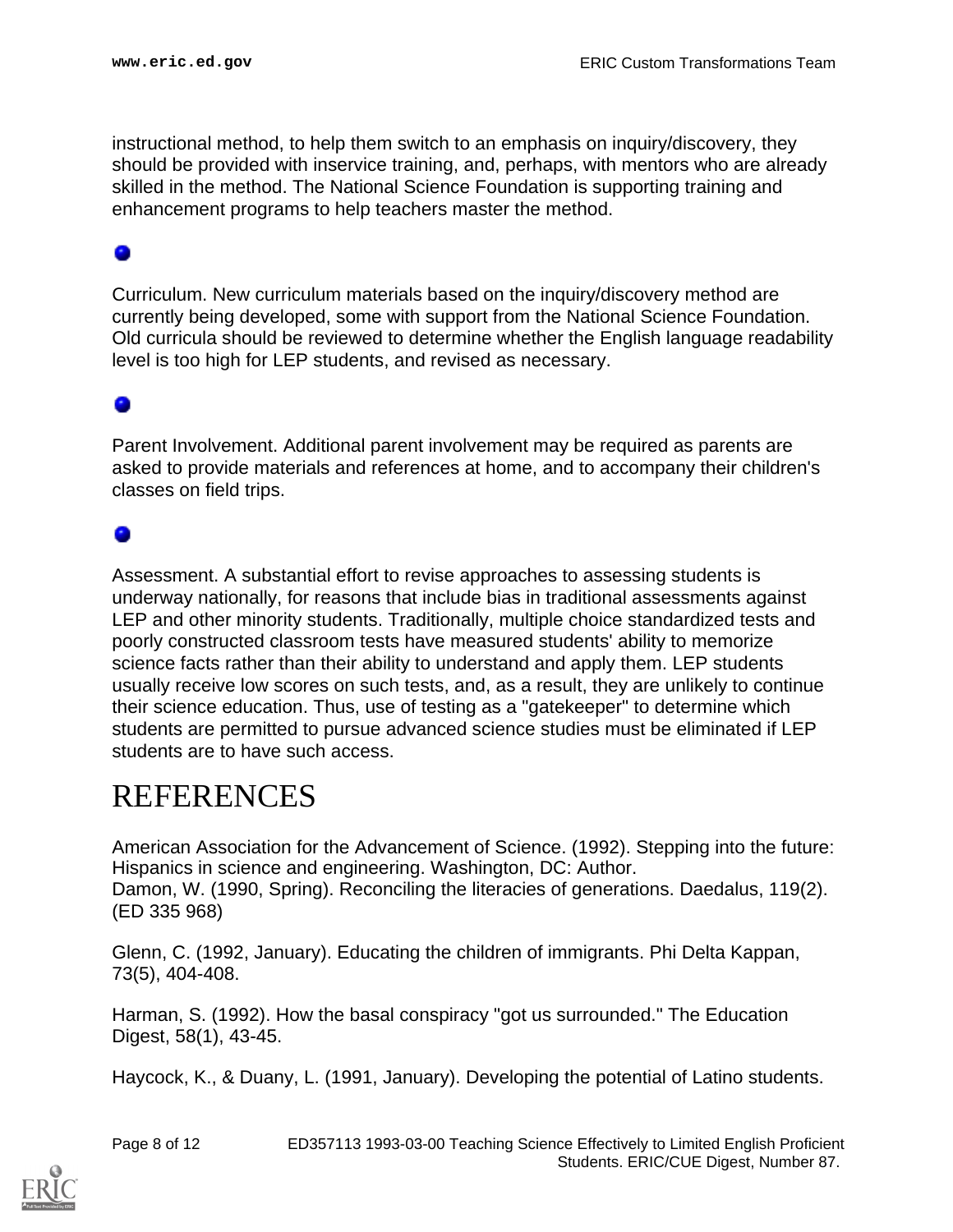instructional method, to help them switch to an emphasis on inquiry/discovery, they should be provided with inservice training, and, perhaps, with mentors who are already skilled in the method. The National Science Foundation is supporting training and enhancement programs to help teachers master the method.

- Curriculum. New curriculum materials based on the inquiry/discovery method are currently being developed, some with support from the National Science Foundation. Old curricula should be reviewed to determine whether the English language readability level is too high for LEP students, and revised as necessary.

- Parent Involvement. Additional parent involvement may be required as parents are asked to provide materials and references at home, and to accompany their children's classes on field trips.

- Assessment. A substantial effort to revise approaches to assessing students is underway nationally, for reasons that include bias in traditional assessments against LEP and other minority students. Traditionally, multiple choice standardized tests and poorly constructed classroom tests have measured students' ability to memorize science facts rather than their ability to understand and apply them. LEP students usually receive low scores on such tests, and, as a result, they are unlikely to continue their science education. Thus, use of testing as a "gatekeeper" to determine which students are permitted to pursue advanced science studies must be eliminated if LEP students are to have such access.

# REFERENCES

American Association for the Advancement of Science. (1992). Stepping into the future: Hispanics in science and engineering. Washington, DC: Author.
Damon, W. (1990, Spring). Reconciling the literacies of generations. Daedalus, 119(2). (ED 335 968)

Glenn, C. (1992, January). Educating the children of immigrants. Phi Delta Kappan, 73(5), 404-408.

Harman, S. (1992). How the basal conspiracy "got us surrounded." The Education Digest, 58(1), 43-45.

Haycock, K., & Duany, L. (1991, January). Developing the potential of Latino students.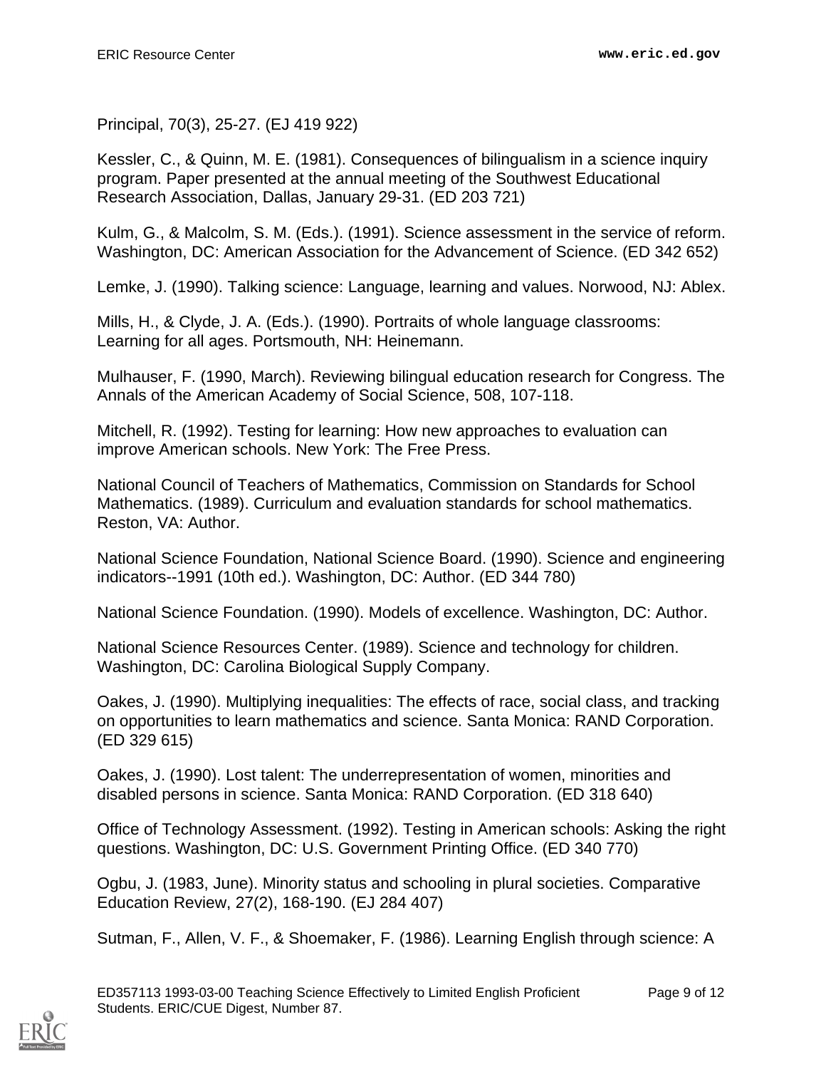Principal, 70(3), 25-27. (EJ 419 922)

Kessler, C., & Quinn, M. E. (1981). Consequences of bilingualism in a science inquiry program. Paper presented at the annual meeting of the Southwest Educational Research Association, Dallas, January 29-31. (ED 203 721)

Kulm, G., & Malcolm, S. M. (Eds.). (1991). Science assessment in the service of reform. Washington, DC: American Association for the Advancement of Science. (ED 342 652)

Lemke, J. (1990). Talking science: Language, learning and values. Norwood, NJ: Ablex.

Mills, H., & Clyde, J. A. (Eds.). (1990). Portraits of whole language classrooms: Learning for all ages. Portsmouth, NH: Heinemann.

Mulhauser, F. (1990, March). Reviewing bilingual education research for Congress. The Annals of the American Academy of Social Science, 508, 107-118.

Mitchell, R. (1992). Testing for learning: How new approaches to evaluation can improve American schools. New York: The Free Press.

National Council of Teachers of Mathematics, Commission on Standards for School Mathematics. (1989). Curriculum and evaluation standards for school mathematics. Reston, VA: Author.

National Science Foundation, National Science Board. (1990). Science and engineering indicators--1991 (10th ed.). Washington, DC: Author. (ED 344 780)

National Science Foundation. (1990). Models of excellence. Washington, DC: Author.

National Science Resources Center. (1989). Science and technology for children. Washington, DC: Carolina Biological Supply Company.

Oakes, J. (1990). Multiplying inequalities: The effects of race, social class, and tracking on opportunities to learn mathematics and science. Santa Monica: RAND Corporation. (ED 329 615)

Oakes, J. (1990). Lost talent: The underrepresentation of women, minorities and disabled persons in science. Santa Monica: RAND Corporation. (ED 318 640)

Office of Technology Assessment. (1992). Testing in American schools: Asking the right questions. Washington, DC: U.S. Government Printing Office. (ED 340 770)

Ogbu, J. (1983, June). Minority status and schooling in plural societies. Comparative Education Review, 27(2), 168-190. (EJ 284 407)

Sutman, F., Allen, V. F., & Shoemaker, F. (1986). Learning English through science: A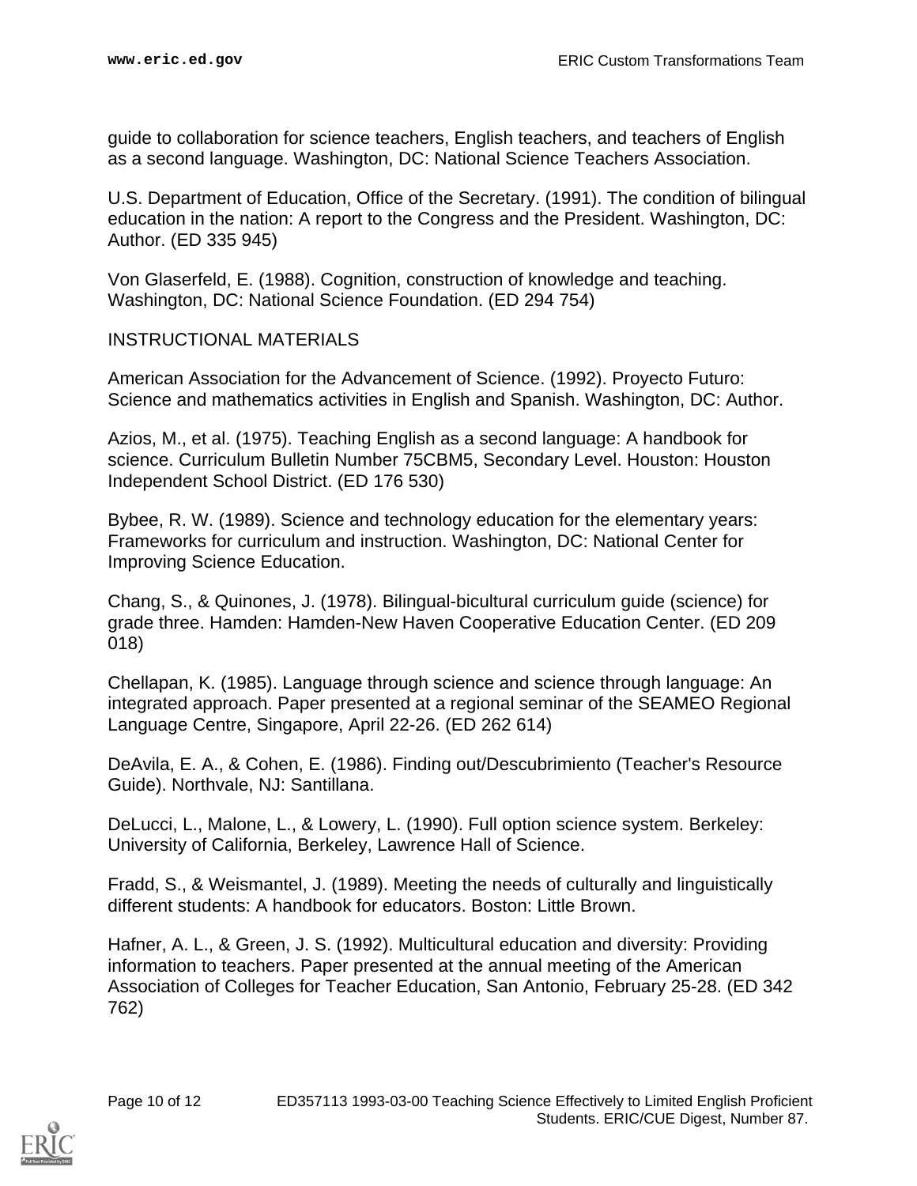guide to collaboration for science teachers, English teachers, and teachers of English as a second language. Washington, DC: National Science Teachers Association.

U.S. Department of Education, Office of the Secretary. (1991). The condition of bilingual education in the nation: A report to the Congress and the President. Washington, DC: Author. (ED 335 945)

Von Glaserfeld, E. (1988). Cognition, construction of knowledge and teaching. Washington, DC: National Science Foundation. (ED 294 754)

INSTRUCTIONAL MATERIALS

American Association for the Advancement of Science. (1992). Proyecto Futuro: Science and mathematics activities in English and Spanish. Washington, DC: Author.

Azios, M., et al. (1975). Teaching English as a second language: A handbook for science. Curriculum Bulletin Number 75CBM5, Secondary Level. Houston: Houston Independent School District. (ED 176 530)

Bybee, R. W. (1989). Science and technology education for the elementary years: Frameworks for curriculum and instruction. Washington, DC: National Center for Improving Science Education.

Chang, S., & Quinones, J. (1978). Bilingual-bicultural curriculum guide (science) for grade three. Hamden: Hamden-New Haven Cooperative Education Center. (ED 209 018)

Chellapan, K. (1985). Language through science and science through language: An integrated approach. Paper presented at a regional seminar of the SEAMEO Regional Language Centre, Singapore, April 22-26. (ED 262 614)

DeAvila, E. A., & Cohen, E. (1986). Finding out/Descubrimiento (Teacher's Resource Guide). Northvale, NJ: Santillana.

DeLucci, L., Malone, L., & Lowery, L. (1990). Full option science system. Berkeley: University of California, Berkeley, Lawrence Hall of Science.

Fradd, S., & Weismantel, J. (1989). Meeting the needs of culturally and linguistically different students: A handbook for educators. Boston: Little Brown.

Hafner, A. L., & Green, J. S. (1992). Multicultural education and diversity: Providing information to teachers. Paper presented at the annual meeting of the American Association of Colleges for Teacher Education, San Antonio, February 25-28. (ED 342 762)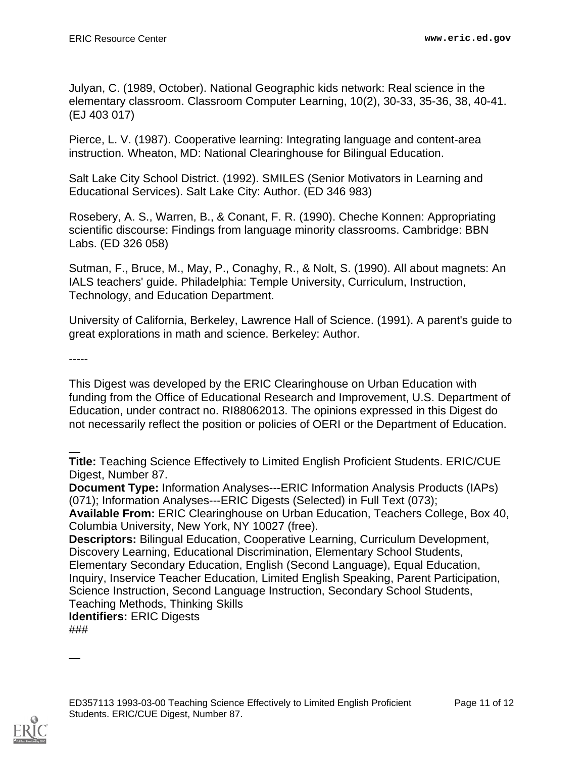Julyan, C. (1989, October). National Geographic kids network: Real science in the elementary classroom. Classroom Computer Learning, 10(2), 30-33, 35-36, 38, 40-41. (EJ 403 017)

Pierce, L. V. (1987). Cooperative learning: Integrating language and content-area instruction. Wheaton, MD: National Clearinghouse for Bilingual Education.

Salt Lake City School District. (1992). SMILES (Senior Motivators in Learning and Educational Services). Salt Lake City: Author. (ED 346 983)

Rosebery, A. S., Warren, B., & Conant, F. R. (1990). Cheche Konnen: Appropriating scientific discourse: Findings from language minority classrooms. Cambridge: BBN Labs. (ED 326 058)

Sutman, F., Bruce, M., May, P., Conaghy, R., & Nolt, S. (1990). All about magnets: An IALS teachers' guide. Philadelphia: Temple University, Curriculum, Instruction, Technology, and Education Department.

University of California, Berkeley, Lawrence Hall of Science. (1991). A parent's guide to great explorations in math and science. Berkeley: Author.

-----

This Digest was developed by the ERIC Clearinghouse on Urban Education with funding from the Office of Educational Research and Improvement, U.S. Department of Education, under contract no. RI88062013. The opinions expressed in this Digest do not necessarily reflect the position or policies of OERI or the Department of Education.

---

**Title:** Teaching Science Effectively to Limited English Proficient Students. ERIC/CUE Digest, Number 87.
**Document Type:** Information Analyses---ERIC Information Analysis Products (IAPs) (071); Information Analyses---ERIC Digests (Selected) in Full Text (073);
**Available From:** ERIC Clearinghouse on Urban Education, Teachers College, Box 40, Columbia University, New York, NY 10027 (free).
**Descriptors:** Bilingual Education, Cooperative Learning, Curriculum Development, Discovery Learning, Educational Discrimination, Elementary School Students, Elementary Secondary Education, English (Second Language), Equal Education, Inquiry, Inservice Teacher Education, Limited English Speaking, Parent Participation, Science Instruction, Second Language Instruction, Secondary School Students, Teaching Methods, Thinking Skills
**Identifiers:** ERIC Digests
###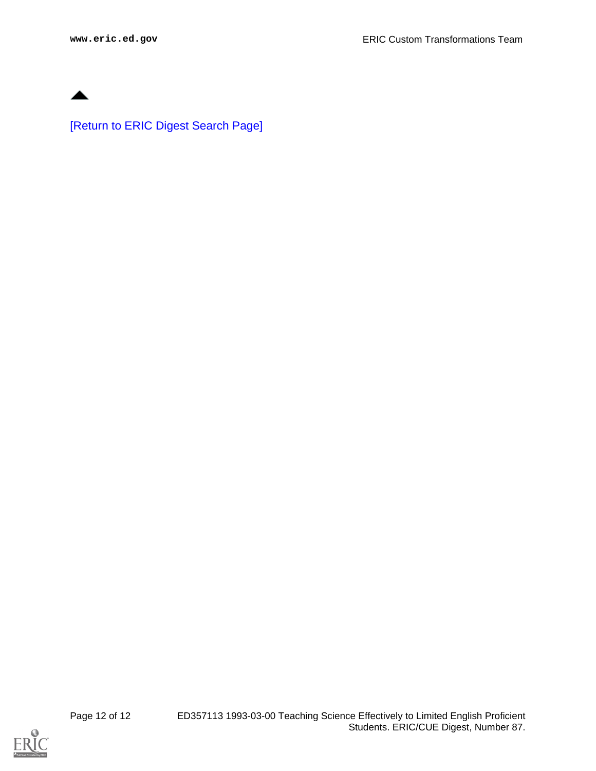[Return to ERIC Digest Search Page]